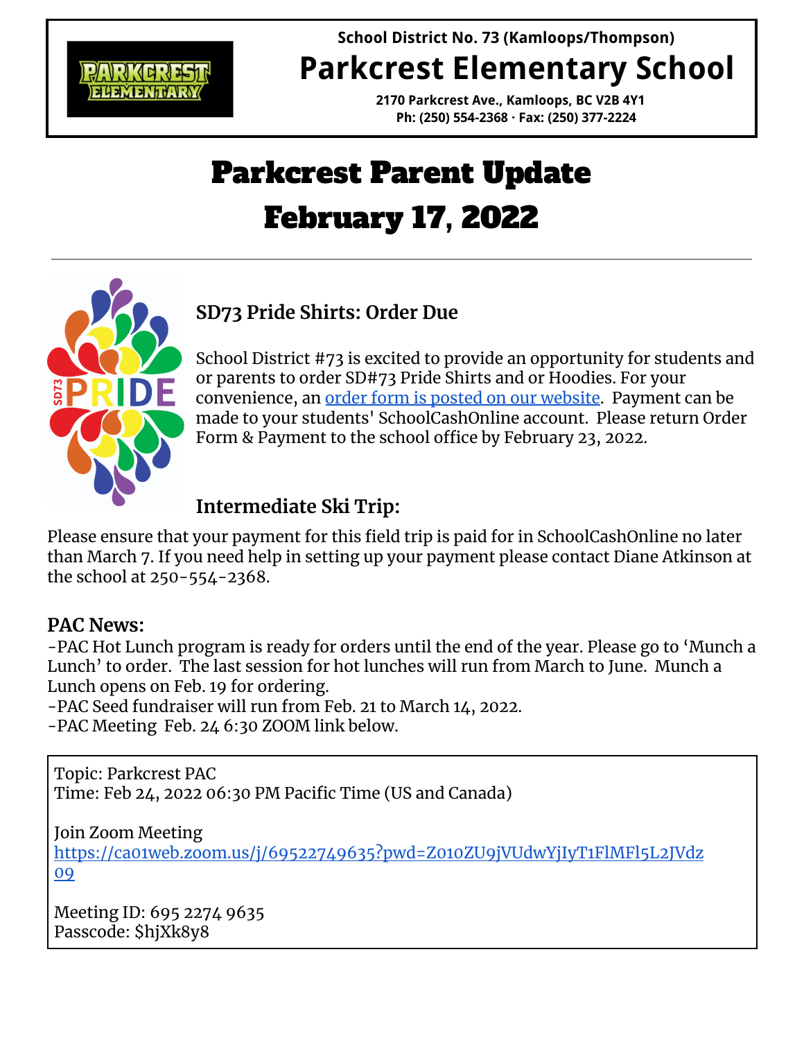School District No. 73 (Kamloops/Thompson)

# Parkcrest Elementary School

**2170 Parkcrest Ave., Kamloops, BC V2B 4Y1**
**Ph: (250) 554-2368 · Fax: (250) 377-2224**

# Parkcrest Parent Update
# February 17, 2022

---

## SD73 Pride Shirts: Order Due

School District #73 is excited to provide an opportunity for students and or parents to order SD#73 Pride Shirts and or Hoodies. For your convenience, an order form is posted on our website. Payment can be made to your students' SchoolCashOnline account. Please return Order Form & Payment to the school office by February 23, 2022.

## Intermediate Ski Trip:

Please ensure that your payment for this field trip is paid for in SchoolCashOnline no later than March 7. If you need help in setting up your payment please contact Diane Atkinson at the school at 250-554-2368.

## PAC News:

-PAC Hot Lunch program is ready for orders until the end of the year. Please go to 'Munch a Lunch' to order. The last session for hot lunches will run from March to June. Munch a Lunch opens on Feb. 19 for ordering.
-PAC Seed fundraiser will run from Feb. 21 to March 14, 2022.
-PAC Meeting Feb. 24 6:30 ZOOM link below.

Topic: Parkcrest PAC
Time: Feb 24, 2022 06:30 PM Pacific Time (US and Canada)

Join Zoom Meeting
https://ca01web.zoom.us/j/69522749635?pwd=Z010ZU9jVUdwYjIyT1FlMFl5L2JVdz09

Meeting ID: 695 2274 9635
Passcode: $hjXk8y8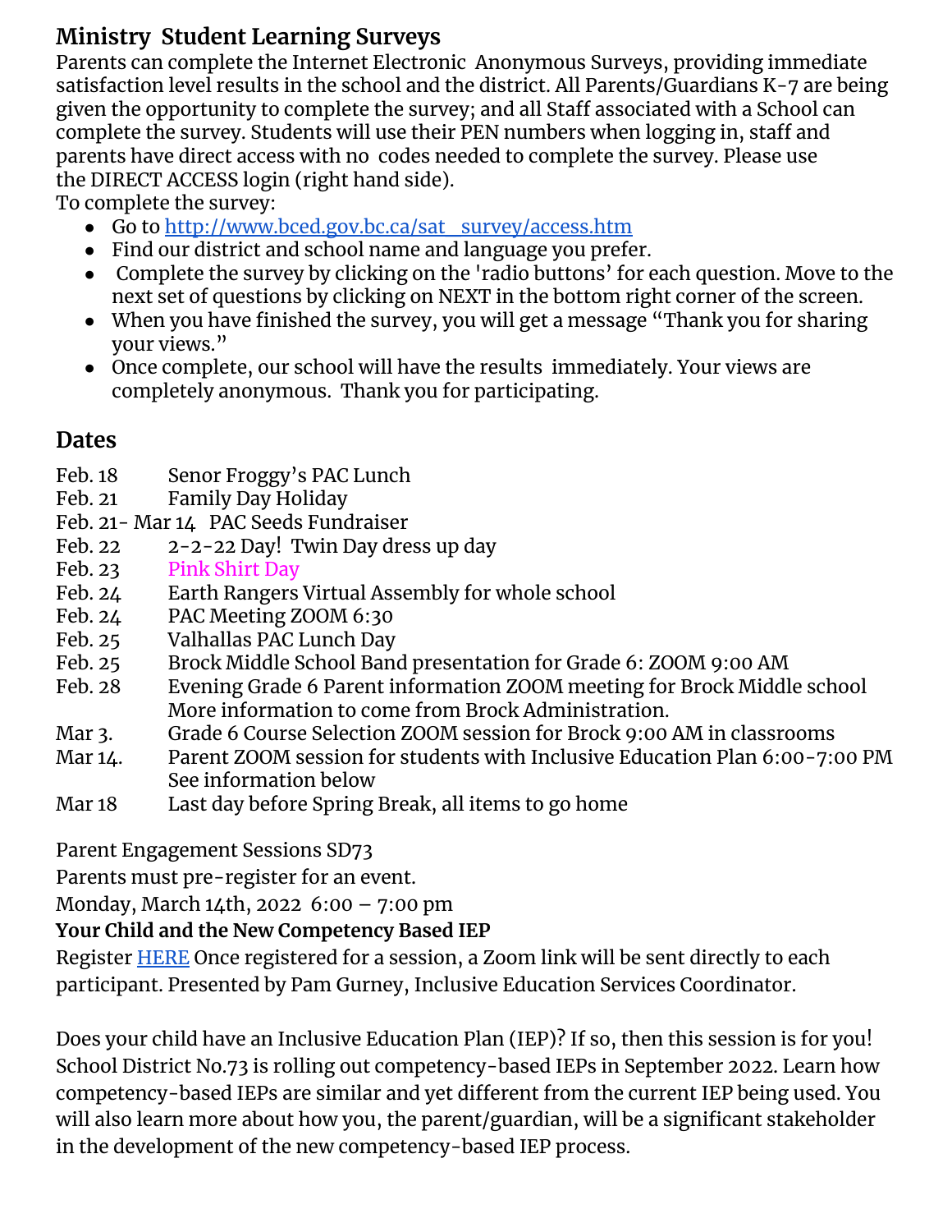## Ministry  Student Learning Surveys

Parents can complete the Internet Electronic  Anonymous Surveys, providing immediate satisfaction level results in the school and the district. All Parents/Guardians K-7 are being given the opportunity to complete the survey; and all Staff associated with a School can complete the survey. Students will use their PEN numbers when logging in, staff and parents have direct access with no  codes needed to complete the survey. Please use the DIRECT ACCESS login (right hand side).

To complete the survey:

- Go to http://www.bced.gov.bc.ca/sat_survey/access.htm
- Find our district and school name and language you prefer.
- Complete the survey by clicking on the 'radio buttons' for each question. Move to the next set of questions by clicking on NEXT in the bottom right corner of the screen.
- When you have finished the survey, you will get a message "Thank you for sharing your views."
- Once complete, our school will have the results  immediately. Your views are completely anonymous.  Thank you for participating.

## Dates

Feb. 18 Senor Froggy's PAC Lunch
Feb. 21 Family Day Holiday
Feb. 21- Mar 14  PAC Seeds Fundraiser
Feb. 22 2-2-22 Day!  Twin Day dress up day
Feb. 23 Pink Shirt Day
Feb. 24 Earth Rangers Virtual Assembly for whole school
Feb. 24 PAC Meeting ZOOM 6:30
Feb. 25 Valhallas PAC Lunch Day
Feb. 25 Brock Middle School Band presentation for Grade 6: ZOOM 9:00 AM
Feb. 28 Evening Grade 6 Parent information ZOOM meeting for Brock Middle school More information to come from Brock Administration.
Mar 3. Grade 6 Course Selection ZOOM session for Brock 9:00 AM in classrooms
Mar 14. Parent ZOOM session for students with Inclusive Education Plan 6:00-7:00 PM See information below
Mar 18 Last day before Spring Break, all items to go home

Parent Engagement Sessions SD73

Parents must pre-register for an event.

Monday, March 14th, 2022  6:00 – 7:00 pm

**Your Child and the New Competency Based IEP**

Register HERE Once registered for a session, a Zoom link will be sent directly to each participant. Presented by Pam Gurney, Inclusive Education Services Coordinator.

Does your child have an Inclusive Education Plan (IEP)? If so, then this session is for you! School District No.73 is rolling out competency-based IEPs in September 2022. Learn how competency-based IEPs are similar and yet different from the current IEP being used. You will also learn more about how you, the parent/guardian, will be a significant stakeholder in the development of the new competency-based IEP process.